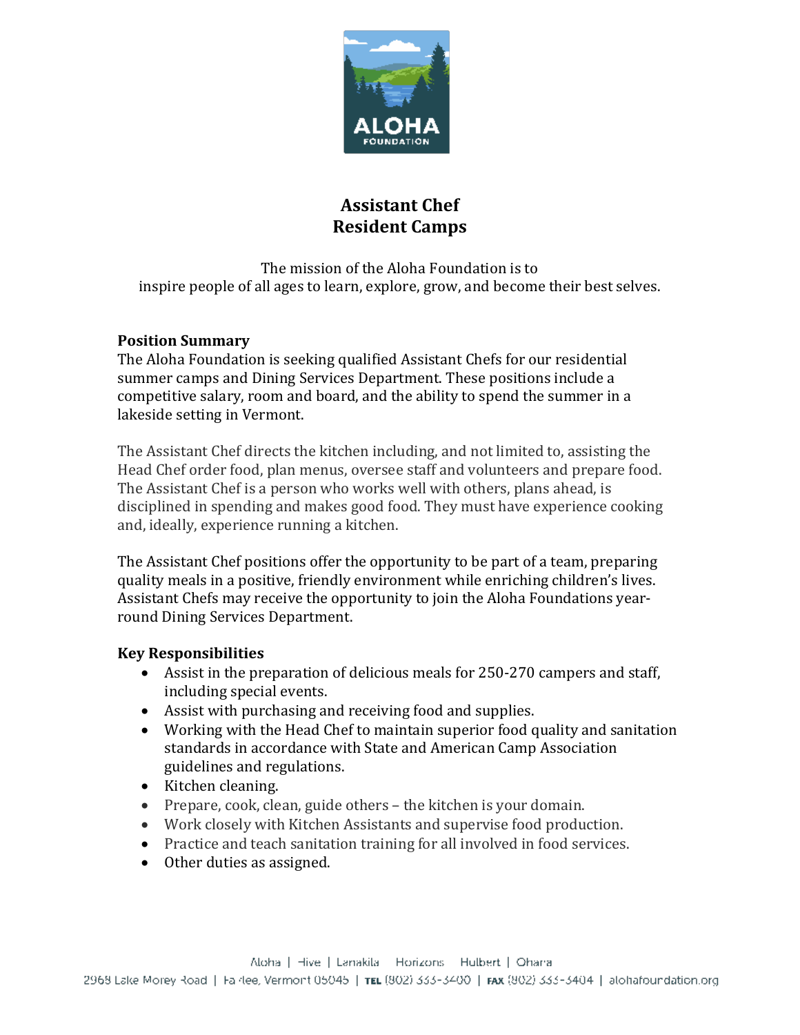# Assistant Chef
# Resident Camps

The mission of the Aloha Foundation is to
inspire people of all ages to learn, explore, grow, and become their best selves.

**Position Summary**
The Aloha Foundation is seeking qualified Assistant Chefs for our residential summer camps and Dining Services Department. These positions include a competitive salary, room and board, and the ability to spend the summer in a lakeside setting in Vermont.

The Assistant Chef directs the kitchen including, and not limited to, assisting the Head Chef order food, plan menus, oversee staff and volunteers and prepare food. The Assistant Chef is a person who works well with others, plans ahead, is disciplined in spending and makes good food. They must have experience cooking and, ideally, experience running a kitchen.

The Assistant Chef positions offer the opportunity to be part of a team, preparing quality meals in a positive, friendly environment while enriching children's lives. Assistant Chefs may receive the opportunity to join the Aloha Foundations year-round Dining Services Department.

**Key Responsibilities**

- Assist in the preparation of delicious meals for 250-270 campers and staff, including special events.
- Assist with purchasing and receiving food and supplies.
- Working with the Head Chef to maintain superior food quality and sanitation standards in accordance with State and American Camp Association guidelines and regulations.
- Kitchen cleaning.
- Prepare, cook, clean, guide others – the kitchen is your domain.
- Work closely with Kitchen Assistants and supervise food production.
- Practice and teach sanitation training for all involved in food services.
- Other duties as assigned.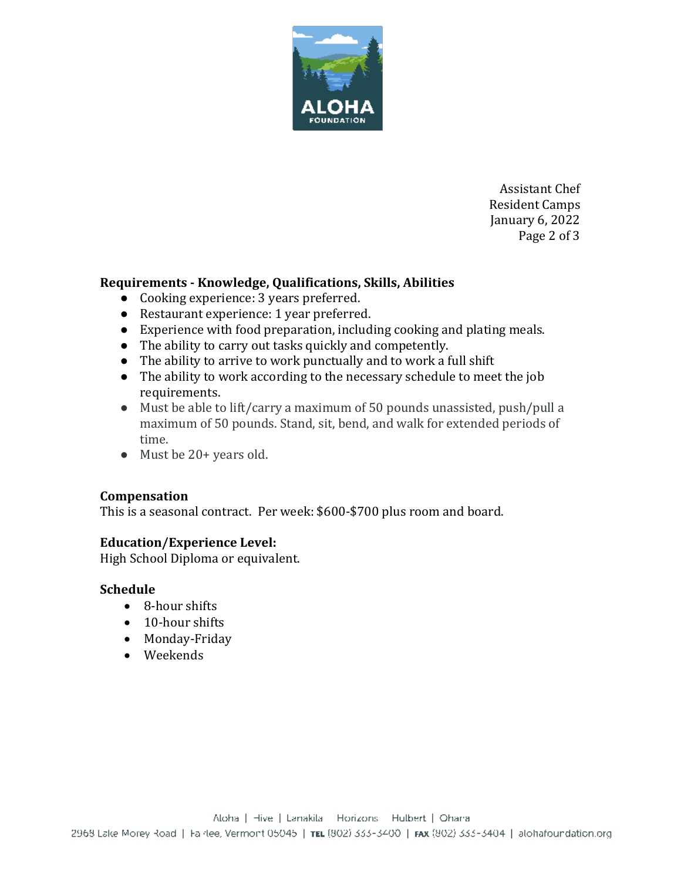Assistant Chef
Resident Camps
January 6, 2022

**Requirements - Knowledge, Qualifications, Skills, Abilities**

- Cooking experience: 3 years preferred.
- Restaurant experience: 1 year preferred.
- Experience with food preparation, including cooking and plating meals.
- The ability to carry out tasks quickly and competently.
- The ability to arrive to work punctually and to work a full shift
- The ability to work according to the necessary schedule to meet the job requirements.
- Must be able to lift/carry a maximum of 50 pounds unassisted, push/pull a maximum of 50 pounds. Stand, sit, bend, and walk for extended periods of time.
- Must be 20+ years old.

**Compensation**

This is a seasonal contract. Per week: $600-$700 plus room and board.

**Education/Experience Level:**

High School Diploma or equivalent.

**Schedule**

- 8-hour shifts
- 10-hour shifts
- Monday-Friday
- Weekends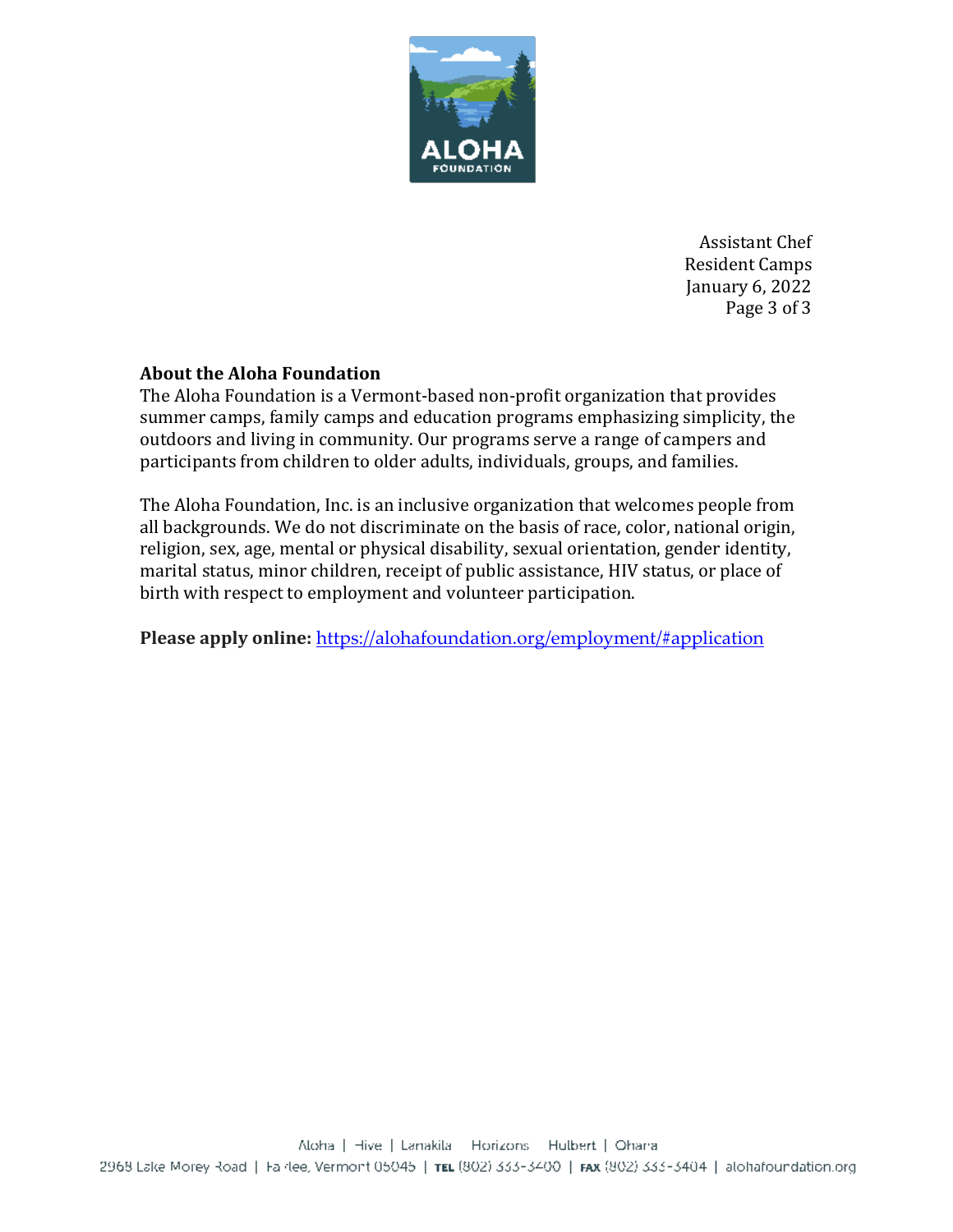## About the Aloha Foundation

The Aloha Foundation is a Vermont-based non-profit organization that provides summer camps, family camps and education programs emphasizing simplicity, the outdoors and living in community. Our programs serve a range of campers and participants from children to older adults, individuals, groups, and families.

The Aloha Foundation, Inc. is an inclusive organization that welcomes people from all backgrounds. We do not discriminate on the basis of race, color, national origin, religion, sex, age, mental or physical disability, sexual orientation, gender identity, marital status, minor children, receipt of public assistance, HIV status, or place of birth with respect to employment and volunteer participation.

**Please apply online:** https://alohafoundation.org/employment/#application